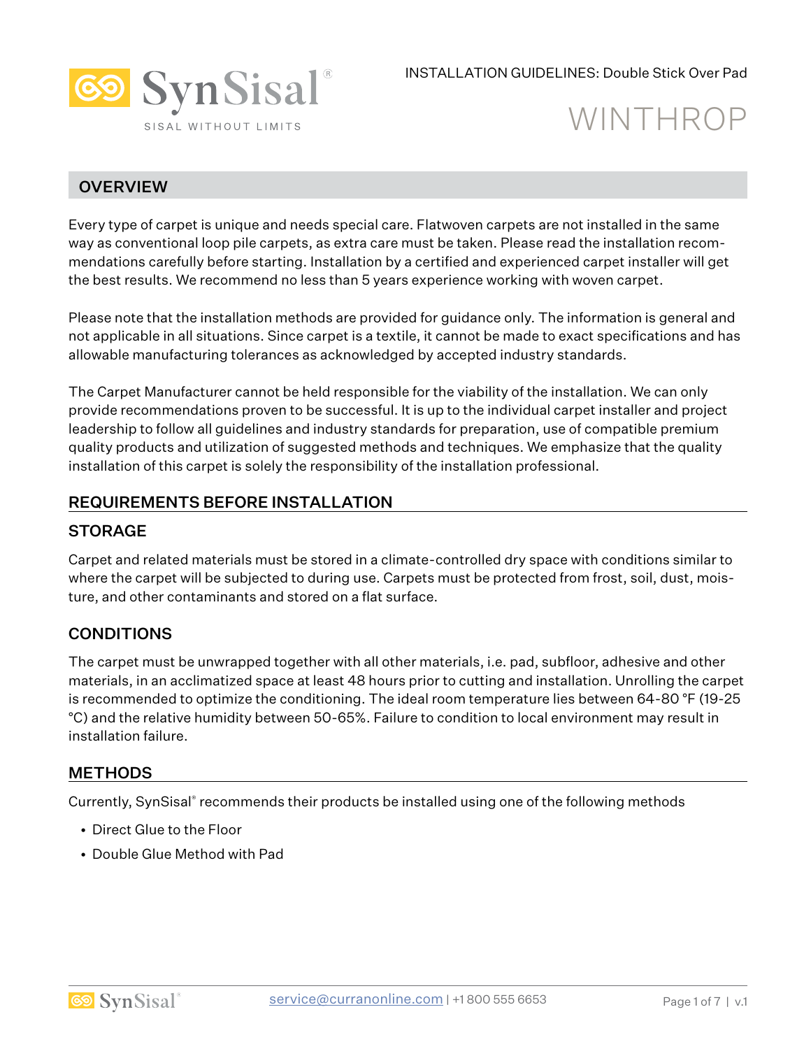SynSisal®

SISAL WITHOUT LIMITS

INSTALLATION GUIDELINES: Double Stick Over Pad

# WINTHROP

## OVERVIEW

Every type of carpet is unique and needs special care. Flatwoven carpets are not installed in the same way as conventional loop pile carpets, as extra care must be taken. Please read the installation recommendations carefully before starting. Installation by a certified and experienced carpet installer will get the best results. We recommend no less than 5 years experience working with woven carpet.

Please note that the installation methods are provided for guidance only. The information is general and not applicable in all situations. Since carpet is a textile, it cannot be made to exact specifications and has allowable manufacturing tolerances as acknowledged by accepted industry standards.

The Carpet Manufacturer cannot be held responsible for the viability of the installation. We can only provide recommendations proven to be successful. It is up to the individual carpet installer and project leadership to follow all guidelines and industry standards for preparation, use of compatible premium quality products and utilization of suggested methods and techniques. We emphasize that the quality installation of this carpet is solely the responsibility of the installation professional.

## REQUIREMENTS BEFORE INSTALLATION

### STORAGE

Carpet and related materials must be stored in a climate-controlled dry space with conditions similar to where the carpet will be subjected to during use. Carpets must be protected from frost, soil, dust, moisture, and other contaminants and stored on a flat surface.

### CONDITIONS

The carpet must be unwrapped together with all other materials, i.e. pad, subfloor, adhesive and other materials, in an acclimatized space at least 48 hours prior to cutting and installation. Unrolling the carpet is recommended to optimize the conditioning. The ideal room temperature lies between 64-80 °F (19-25 °C) and the relative humidity between 50-65%. Failure to condition to local environment may result in installation failure.

## METHODS

Currently, SynSisal® recommends their products be installed using one of the following methods

- Direct Glue to the Floor
- Double Glue Method with Pad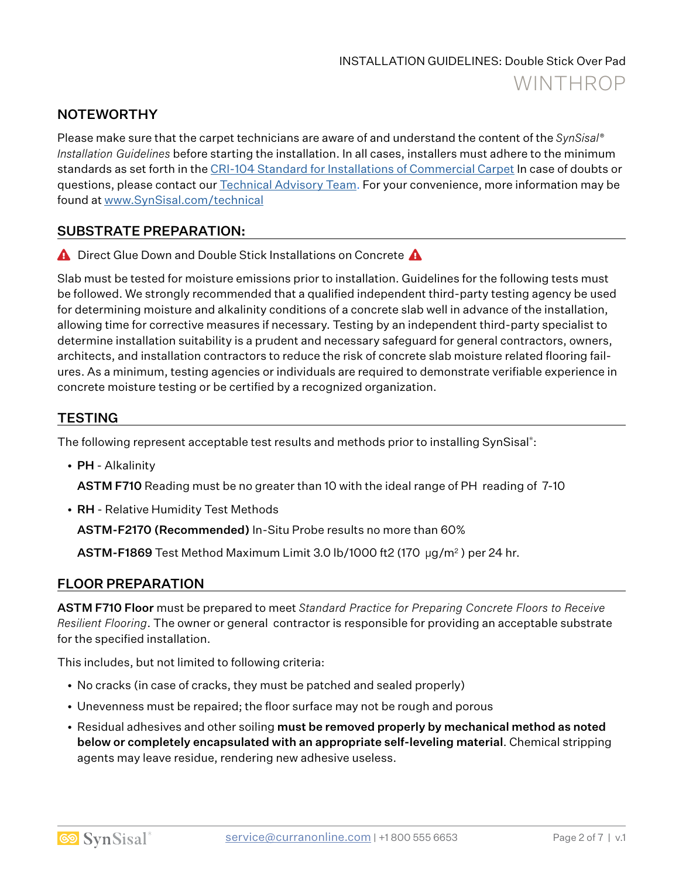## NOTEWORTHY

Please make sure that the carpet technicians are aware of and understand the content of the *SynSisal® Installation Guidelines* before starting the installation. In all cases, installers must adhere to the minimum standards as set forth in the [CRI-104 Standard for Installations of Commercial Carpet]() In case of doubts or questions, please contact our [Technical Advisory Team](). For your convenience, more information may be found at [www.SynSisal.com/technical]()

## SUBSTRATE PREPARATION:

⚠ Direct Glue Down and Double Stick Installations on Concrete ⚠

Slab must be tested for moisture emissions prior to installation. Guidelines for the following tests must be followed. We strongly recommended that a qualified independent third-party testing agency be used for determining moisture and alkalinity conditions of a concrete slab well in advance of the installation, allowing time for corrective measures if necessary. Testing by an independent third-party specialist to determine installation suitability is a prudent and necessary safeguard for general contractors, owners, architects, and installation contractors to reduce the risk of concrete slab moisture related flooring failures. As a minimum, testing agencies or individuals are required to demonstrate verifiable experience in concrete moisture testing or be certified by a recognized organization.

## TESTING

The following represent acceptable test results and methods prior to installing SynSisal®:

- **PH** - Alkalinity

  **ASTM F710** Reading must be no greater than 10 with the ideal range of PH reading of 7-10

- **RH** - Relative Humidity Test Methods

  **ASTM-F2170 (Recommended)** In-Situ Probe results no more than 60%

  **ASTM-F1869** Test Method Maximum Limit 3.0 lb/1000 ft2 (170 μg/$m^2$ ) per 24 hr.

## FLOOR PREPARATION

**ASTM F710 Floor** must be prepared to meet *Standard Practice for Preparing Concrete Floors to Receive Resilient Flooring*. The owner or general contractor is responsible for providing an acceptable substrate for the specified installation.

This includes, but not limited to following criteria:

- No cracks (in case of cracks, they must be patched and sealed properly)
- Unevenness must be repaired; the floor surface may not be rough and porous
- Residual adhesives and other soiling **must be removed properly by mechanical method as noted below or completely encapsulated with an appropriate self-leveling material**. Chemical stripping agents may leave residue, rendering new adhesive useless.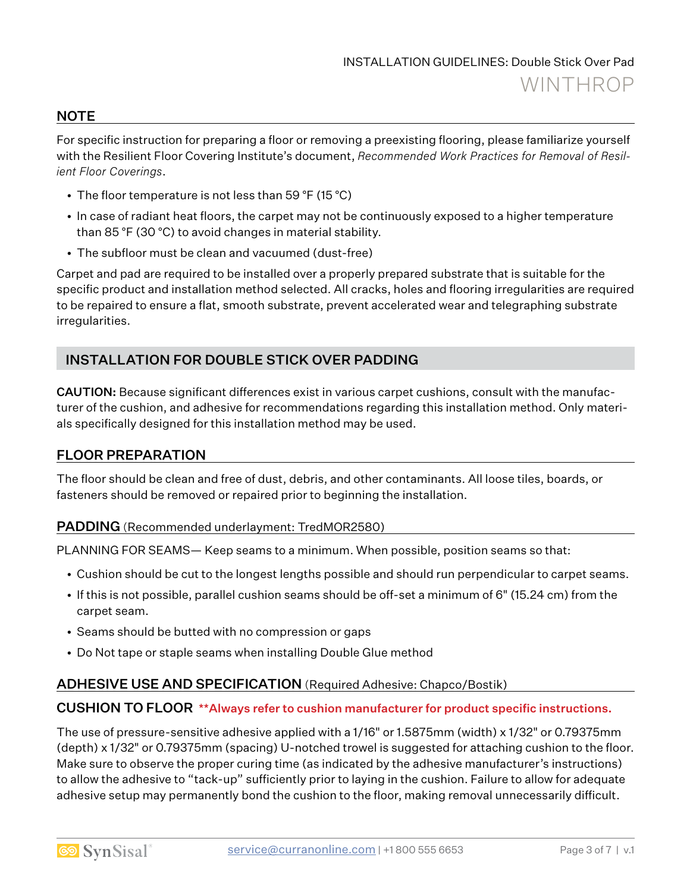## NOTE

For specific instruction for preparing a floor or removing a preexisting flooring, please familiarize yourself with the Resilient Floor Covering Institute's document, *Recommended Work Practices for Removal of Resilient Floor Coverings*.

- The floor temperature is not less than 59 °F (15 °C)
- In case of radiant heat floors, the carpet may not be continuously exposed to a higher temperature than 85 °F (30 °C) to avoid changes in material stability.
- The subfloor must be clean and vacuumed (dust-free)

Carpet and pad are required to be installed over a properly prepared substrate that is suitable for the specific product and installation method selected. All cracks, holes and flooring irregularities are required to be repaired to ensure a flat, smooth substrate, prevent accelerated wear and telegraphing substrate irregularities.

## INSTALLATION FOR DOUBLE STICK OVER PADDING

**CAUTION:** Because significant differences exist in various carpet cushions, consult with the manufacturer of the cushion, and adhesive for recommendations regarding this installation method. Only materials specifically designed for this installation method may be used.

### FLOOR PREPARATION

The floor should be clean and free of dust, debris, and other contaminants. All loose tiles, boards, or fasteners should be removed or repaired prior to beginning the installation.

### PADDING (Recommended underlayment: TredMOR2580)

PLANNING FOR SEAMS— Keep seams to a minimum. When possible, position seams so that:

- Cushion should be cut to the longest lengths possible and should run perpendicular to carpet seams.
- If this is not possible, parallel cushion seams should be off-set a minimum of 6" (15.24 cm) from the carpet seam.
- Seams should be butted with no compression or gaps
- Do Not tape or staple seams when installing Double Glue method

### ADHESIVE USE AND SPECIFICATION (Required Adhesive: Chapco/Bostik)

### CUSHION TO FLOOR **Always refer to cushion manufacturer for product specific instructions.

The use of pressure-sensitive adhesive applied with a 1/16" or 1.5875mm (width) x 1/32" or 0.79375mm (depth) x 1/32" or 0.79375mm (spacing) U-notched trowel is suggested for attaching cushion to the floor. Make sure to observe the proper curing time (as indicated by the adhesive manufacturer's instructions) to allow the adhesive to "tack-up" sufficiently prior to laying in the cushion. Failure to allow for adequate adhesive setup may permanently bond the cushion to the floor, making removal unnecessarily difficult.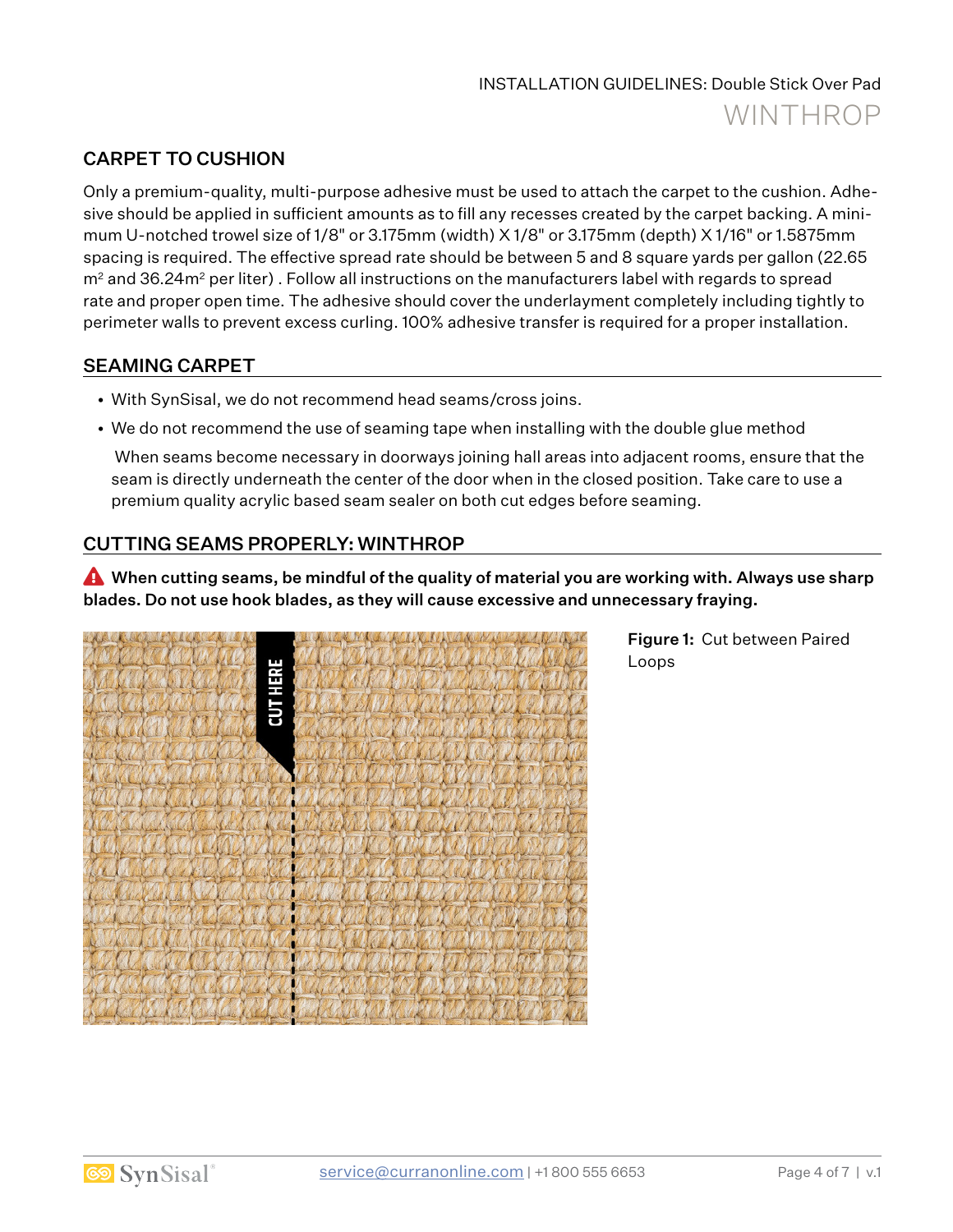## CARPET TO CUSHION

Only a premium-quality, multi-purpose adhesive must be used to attach the carpet to the cushion. Adhesive should be applied in sufficient amounts as to fill any recesses created by the carpet backing. A minimum U-notched trowel size of 1/8" or 3.175mm (width) X 1/8" or 3.175mm (depth) X 1/16" or 1.5875mm spacing is required. The effective spread rate should be between 5 and 8 square yards per gallon (22.65 $m^2$ and 36.24$m^2$ per liter) . Follow all instructions on the manufacturers label with regards to spread rate and proper open time. The adhesive should cover the underlayment completely including tightly to perimeter walls to prevent excess curling. 100% adhesive transfer is required for a proper installation.

## SEAMING CARPET

- With SynSisal, we do not recommend head seams/cross joins.
- We do not recommend the use of seaming tape when installing with the double glue method

  When seams become necessary in doorways joining hall areas into adjacent rooms, ensure that the seam is directly underneath the center of the door when in the closed position. Take care to use a premium quality acrylic based seam sealer on both cut edges before seaming.

## CUTTING SEAMS PROPERLY: WINTHROP

**When cutting seams, be mindful of the quality of material you are working with. Always use sharp blades. Do not use hook blades, as they will cause excessive and unnecessary fraying.**

CUT HERE

**Figure 1:** Cut between Paired Loops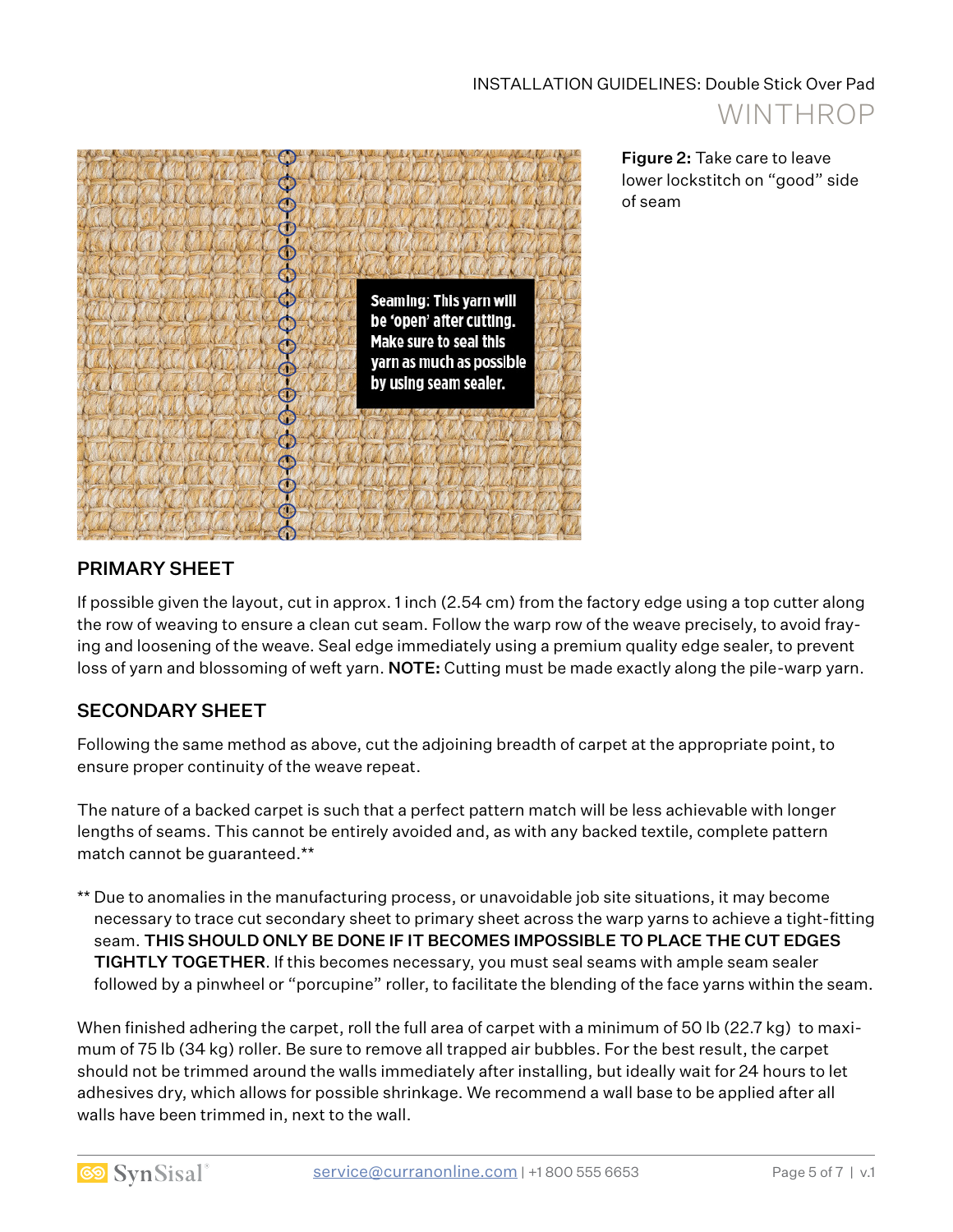Seaming: This yarn will be 'open' after cutting. Make sure to seal this yarn as much as possible by using seam sealer.

**Figure 2:** Take care to leave lower lockstitch on "good" side of seam

## PRIMARY SHEET

If possible given the layout, cut in approx. 1 inch (2.54 cm) from the factory edge using a top cutter along the row of weaving to ensure a clean cut seam. Follow the warp row of the weave precisely, to avoid fraying and loosening of the weave. Seal edge immediately using a premium quality edge sealer, to prevent loss of yarn and blossoming of weft yarn. **NOTE:** Cutting must be made exactly along the pile-warp yarn.

## SECONDARY SHEET

Following the same method as above, cut the adjoining breadth of carpet at the appropriate point, to ensure proper continuity of the weave repeat.

The nature of a backed carpet is such that a perfect pattern match will be less achievable with longer lengths of seams. This cannot be entirely avoided and, as with any backed textile, complete pattern match cannot be guaranteed.**

** Due to anomalies in the manufacturing process, or unavoidable job site situations, it may become necessary to trace cut secondary sheet to primary sheet across the warp yarns to achieve a tight-fitting seam. **THIS SHOULD ONLY BE DONE IF IT BECOMES IMPOSSIBLE TO PLACE THE CUT EDGES TIGHTLY TOGETHER**. If this becomes necessary, you must seal seams with ample seam sealer followed by a pinwheel or "porcupine" roller, to facilitate the blending of the face yarns within the seam.

When finished adhering the carpet, roll the full area of carpet with a minimum of 50 lb (22.7 kg) to maximum of 75 lb (34 kg) roller. Be sure to remove all trapped air bubbles. For the best result, the carpet should not be trimmed around the walls immediately after installing, but ideally wait for 24 hours to let adhesives dry, which allows for possible shrinkage. We recommend a wall base to be applied after all walls have been trimmed in, next to the wall.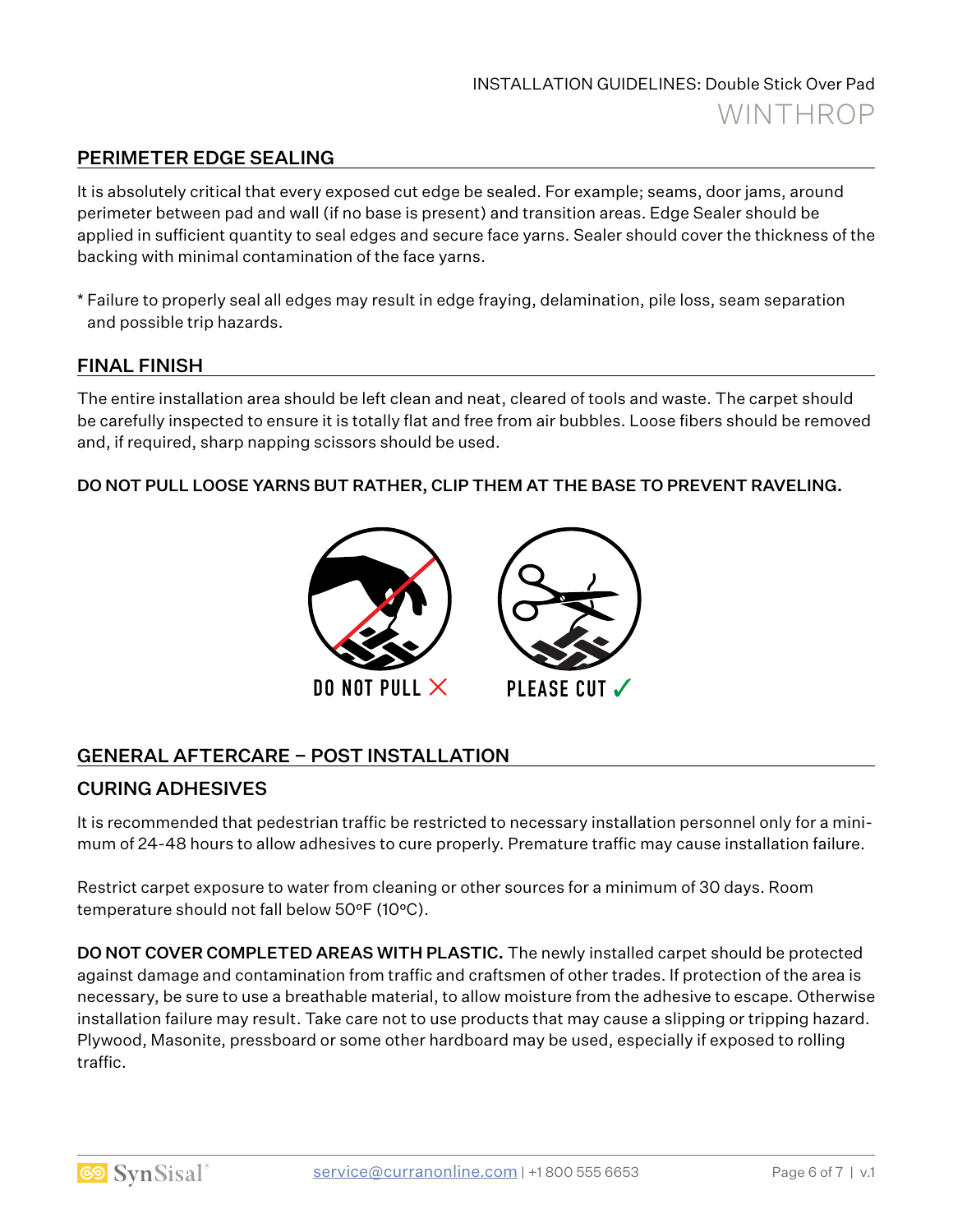## PERIMETER EDGE SEALING

It is absolutely critical that every exposed cut edge be sealed. For example; seams, door jams, around perimeter between pad and wall (if no base is present) and transition areas. Edge Sealer should be applied in sufficient quantity to seal edges and secure face yarns. Sealer should cover the thickness of the backing with minimal contamination of the face yarns.

* Failure to properly seal all edges may result in edge fraying, delamination, pile loss, seam separation and possible trip hazards.

## FINAL FINISH

The entire installation area should be left clean and neat, cleared of tools and waste. The carpet should be carefully inspected to ensure it is totally flat and free from air bubbles. Loose fibers should be removed and, if required, sharp napping scissors should be used.

**DO NOT PULL LOOSE YARNS BUT RATHER, CLIP THEM AT THE BASE TO PREVENT RAVELING.**

DO NOT PULL ✗ PLEASE CUT ✓

## GENERAL AFTERCARE – POST INSTALLATION

### CURING ADHESIVES

It is recommended that pedestrian traffic be restricted to necessary installation personnel only for a minimum of 24-48 hours to allow adhesives to cure properly. Premature traffic may cause installation failure.

Restrict carpet exposure to water from cleaning or other sources for a minimum of 30 days. Room temperature should not fall below 50ºF (10ºC).

**DO NOT COVER COMPLETED AREAS WITH PLASTIC.** The newly installed carpet should be protected against damage and contamination from traffic and craftsmen of other trades. If protection of the area is necessary, be sure to use a breathable material, to allow moisture from the adhesive to escape. Otherwise installation failure may result. Take care not to use products that may cause a slipping or tripping hazard. Plywood, Masonite, pressboard or some other hardboard may be used, especially if exposed to rolling traffic.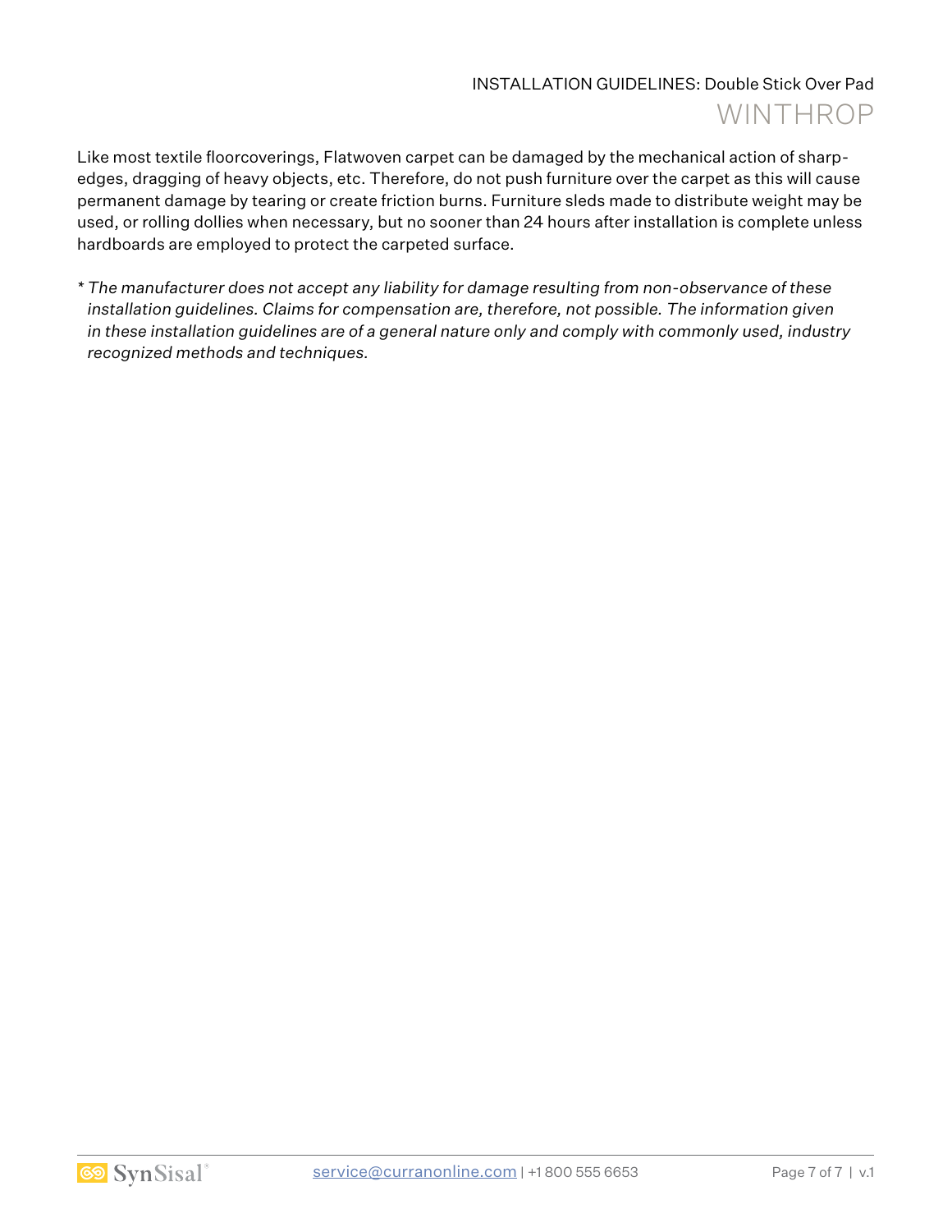Like most textile floorcoverings, Flatwoven carpet can be damaged by the mechanical action of sharp-edges, dragging of heavy objects, etc. Therefore, do not push furniture over the carpet as this will cause permanent damage by tearing or create friction burns. Furniture sleds made to distribute weight may be used, or rolling dollies when necessary, but no sooner than 24 hours after installation is complete unless hardboards are employed to protect the carpeted surface.

*\* The manufacturer does not accept any liability for damage resulting from non-observance of these installation guidelines. Claims for compensation are, therefore, not possible. The information given in these installation guidelines are of a general nature only and comply with commonly used, industry recognized methods and techniques.*